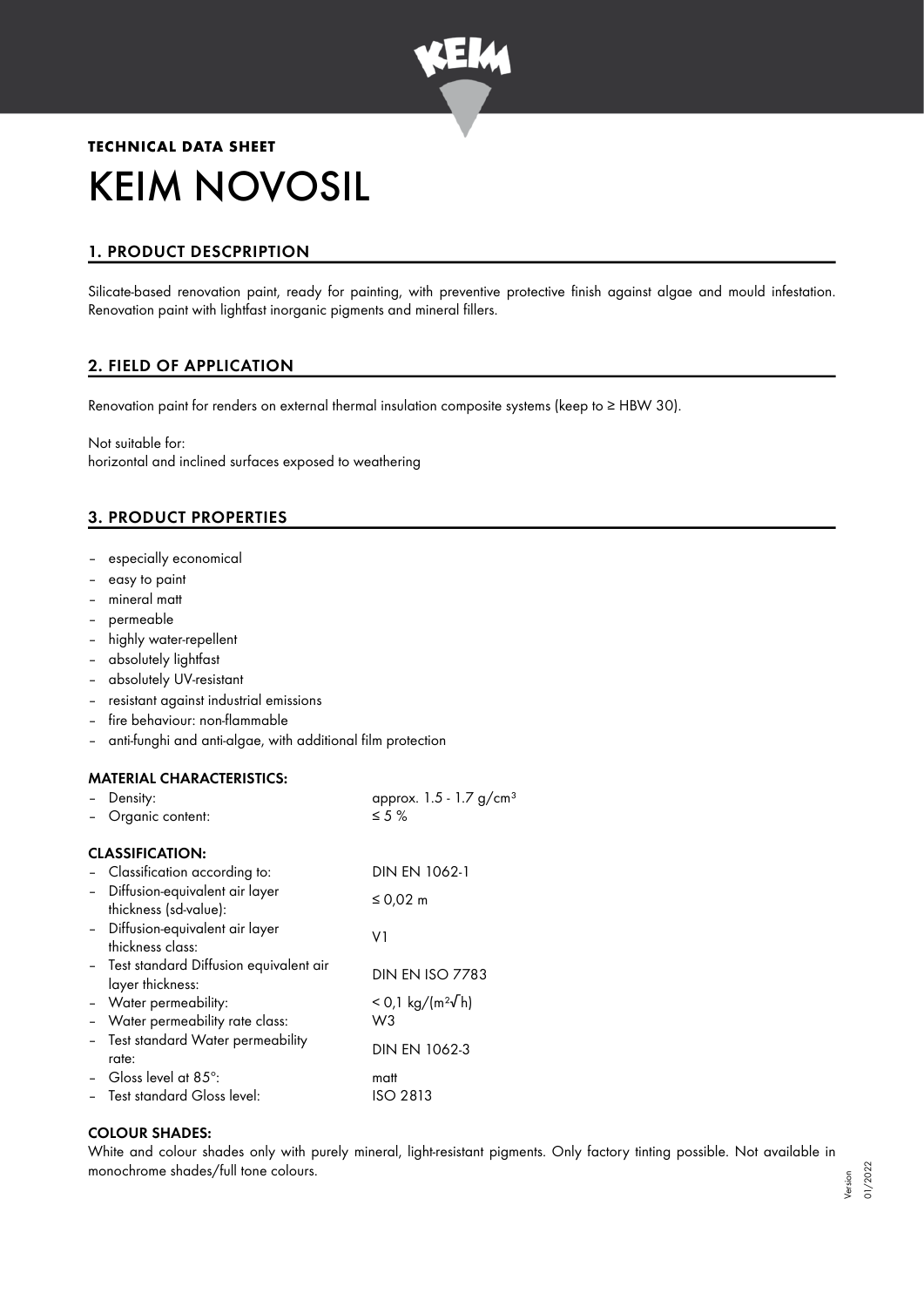**TECHNICAL DATA SHEET**

# KEIM NOVOSIL

## 1. PRODUCT DESCPRIPTION

Silicate-based renovation paint, ready for painting, with preventive protective finish against algae and mould infestation. Renovation paint with lightfast inorganic pigments and mineral fillers.

## 2. FIELD OF APPLICATION

Renovation paint for renders on external thermal insulation composite systems (keep to ≥ HBW 30).

Not suitable for:
horizontal and inclined surfaces exposed to weathering

## 3. PRODUCT PROPERTIES

- especially economical
- easy to paint
- mineral matt
- permeable
- highly water-repellent
- absolutely lightfast
- absolutely UV-resistant
- resistant against industrial emissions
- fire behaviour: non-flammable
- anti-funghi and anti-algae, with additional film protection

### MATERIAL CHARACTERISTICS:

| | |
|---|---|
| – Density: | approx. 1.5 - 1.7 g/cm³ |
| – Organic content: | ≤ 5 % |

### CLASSIFICATION:

| | |
|---|---|
| – Classification according to: | DIN EN 1062-1 |
| – Diffusion-equivalent air layer thickness (sd-value): | ≤ 0,02 m |
| – Diffusion-equivalent air layer thickness class: | V1 |
| – Test standard Diffusion equivalent air layer thickness: | DIN EN ISO 7783 |
| – Water permeability: | < 0,1 kg/(m²√h) |
| – Water permeability rate class: | W3 |
| – Test standard Water permeability rate: | DIN EN 1062-3 |
| – Gloss level at 85°: | matt |
| – Test standard Gloss level: | ISO 2813 |

### COLOUR SHADES:

White and colour shades only with purely mineral, light-resistant pigments. Only factory tinting possible. Not available in monochrome shades/full tone colours.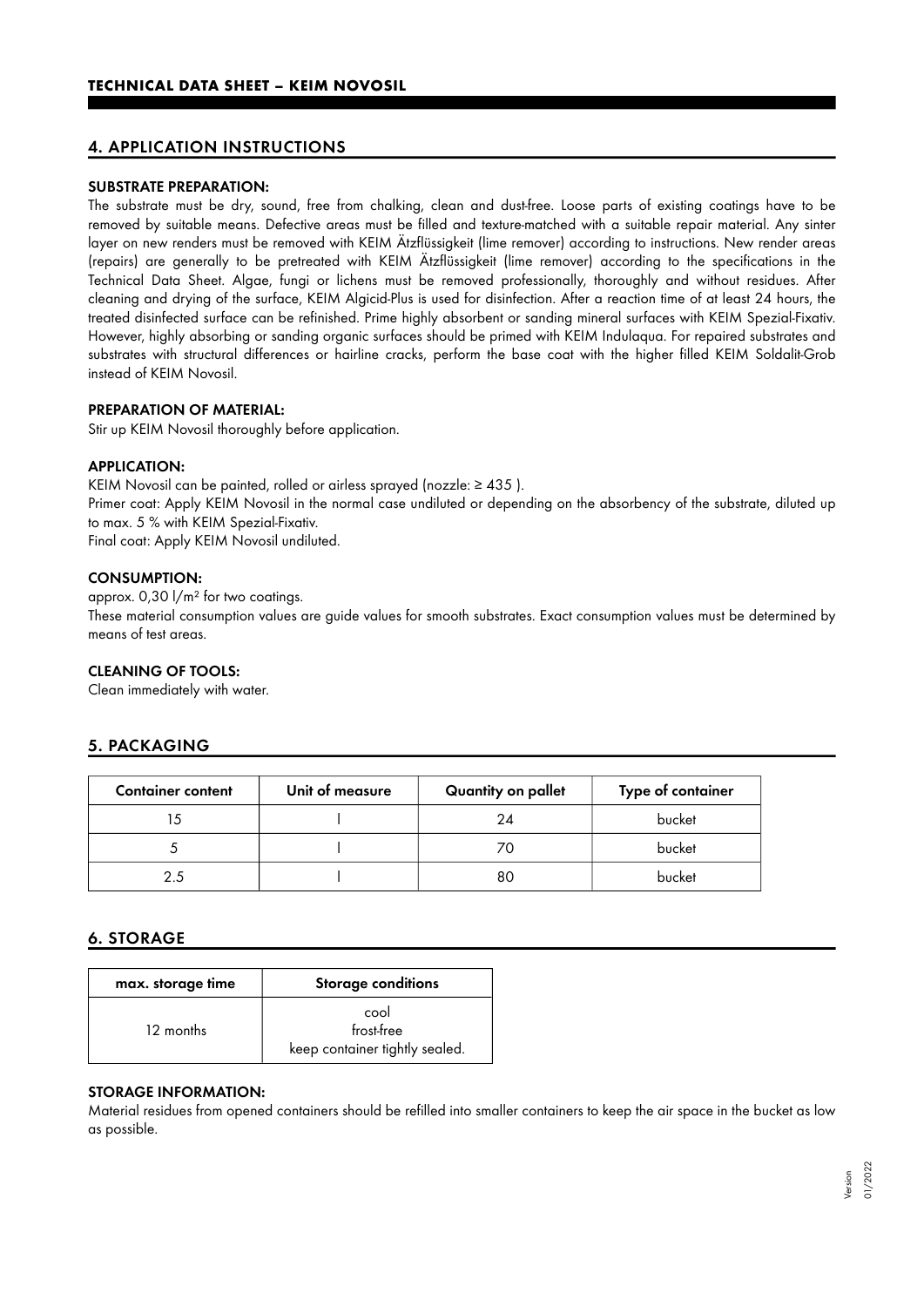## 4. APPLICATION INSTRUCTIONS

### SUBSTRATE PREPARATION:

The substrate must be dry, sound, free from chalking, clean and dust-free. Loose parts of existing coatings have to be removed by suitable means. Defective areas must be filled and texture-matched with a suitable repair material. Any sinter layer on new renders must be removed with KEIM Ätzflüssigkeit (lime remover) according to instructions. New render areas (repairs) are generally to be pretreated with KEIM Ätzflüssigkeit (lime remover) according to the specifications in the Technical Data Sheet. Algae, fungi or lichens must be removed professionally, thoroughly and without residues. After cleaning and drying of the surface, KEIM Algicid-Plus is used for disinfection. After a reaction time of at least 24 hours, the treated disinfected surface can be refinished. Prime highly absorbent or sanding mineral surfaces with KEIM Spezial-Fixativ. However, highly absorbing or sanding organic surfaces should be primed with KEIM Indulaqua. For repaired substrates and substrates with structural differences or hairline cracks, perform the base coat with the higher filled KEIM Soldalit-Grob instead of KEIM Novosil.

### PREPARATION OF MATERIAL:

Stir up KEIM Novosil thoroughly before application.

### APPLICATION:

KEIM Novosil can be painted, rolled or airless sprayed (nozzle: ≥ 435 ).
Primer coat: Apply KEIM Novosil in the normal case undiluted or depending on the absorbency of the substrate, diluted up to max. 5 % with KEIM Spezial-Fixativ.
Final coat: Apply KEIM Novosil undiluted.

### CONSUMPTION:

approx. 0,30 l/m² for two coatings.
These material consumption values are guide values for smooth substrates. Exact consumption values must be determined by means of test areas.

### CLEANING OF TOOLS:

Clean immediately with water.

## 5. PACKAGING

| Container content | Unit of measure | Quantity on pallet | Type of container |
|---|---|---|---|
| 15 | l | 24 | bucket |
| 5 | l | 70 | bucket |
| 2.5 | l | 80 | bucket |

## 6. STORAGE

| max. storage time | Storage conditions |
|---|---|
| 12 months | cool<br>frost-free<br>keep container tightly sealed. |

### STORAGE INFORMATION:

Material residues from opened containers should be refilled into smaller containers to keep the air space in the bucket as low as possible.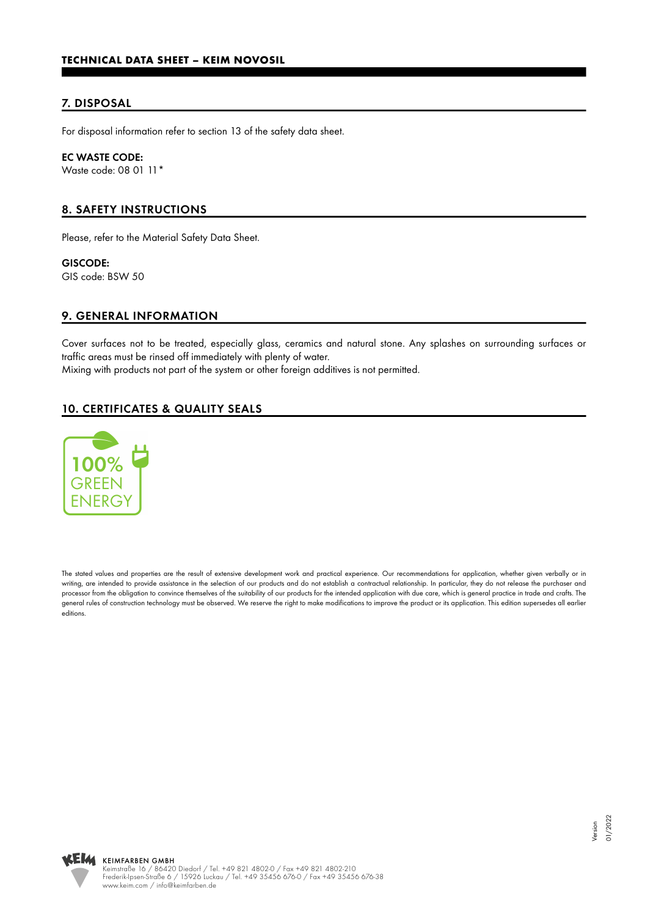## 7. DISPOSAL

For disposal information refer to section 13 of the safety data sheet.

**EC WASTE CODE:**
Waste code: 08 01 11*

## 8. SAFETY INSTRUCTIONS

Please, refer to the Material Safety Data Sheet.

**GISCODE:**
GIS code: BSW 50

## 9. GENERAL INFORMATION

Cover surfaces not to be treated, especially glass, ceramics and natural stone. Any splashes on surrounding surfaces or traffic areas must be rinsed off immediately with plenty of water.
Mixing with products not part of the system or other foreign additives is not permitted.

## 10. CERTIFICATES & QUALITY SEALS

100% GREEN ENERGY

The stated values and properties are the result of extensive development work and practical experience. Our recommendations for application, whether given verbally or in writing, are intended to provide assistance in the selection of our products and do not establish a contractual relationship. In particular, they do not release the purchaser and processor from the obligation to convince themselves of the suitability of our products for the intended application with due care, which is general practice in trade and crafts. The general rules of construction technology must be observed. We reserve the right to make modifications to improve the product or its application. This edition supersedes all earlier editions.

KEIMFARBEN GMBH
Keimstraße 16 / 86420 Diedorf / Tel. +49 821 4802-0 / Fax +49 821 4802-210
Frederik-Ipsen-Straße 6 / 15926 Luckau / Tel. +49 35456 676-0 / Fax +49 35456 676-38
www.keim.com / info@keimfarben.de

Version 01/2022